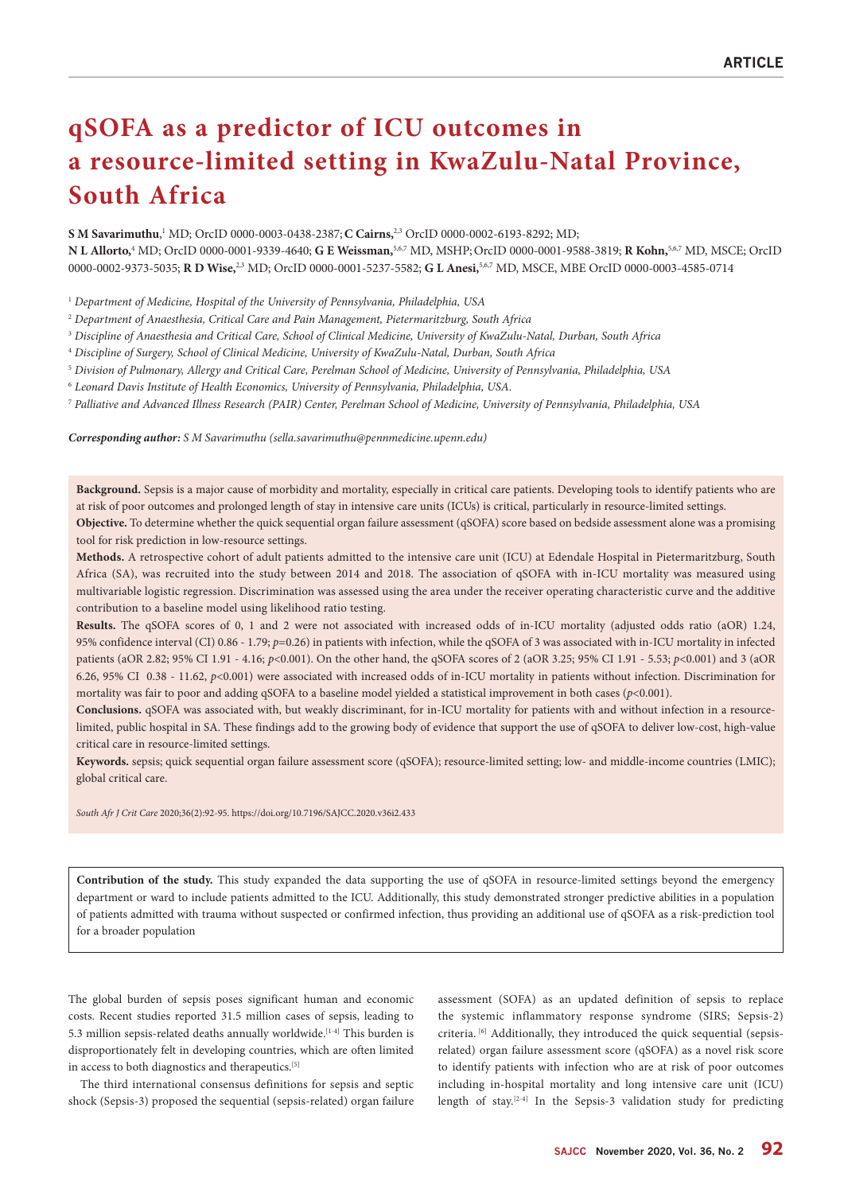ARTICLE

# qSOFA as a predictor of ICU outcomes in a resource-limited setting in KwaZulu-Natal Province, South Africa

**S M Savarimuthu**,[1] MD; OrcID 0000-0003-0438-2387; **C Cairns,**[2,3] OrcID 0000-0002-6193-8292; MD; **N L Allorto,**[4] MD; OrcID 0000-0001-9339-4640; **G E Weissman,**[5,6,7] MD, MSHP; OrcID 0000-0001-9588-3819; **R Kohn,**[5,6,7] MD, MSCE; OrcID 0000-0002-9373-5035; **R D Wise,**[2,3] MD; OrcID 0000-0001-5237-5582; **G L Anesi,**[5,6,7] MD, MSCE, MBE OrcID 0000-0003-4585-0714

[1] *Department of Medicine, Hospital of the University of Pennsylvania, Philadelphia, USA*

[2] *Department of Anaesthesia, Critical Care and Pain Management, Pietermaritzburg, South Africa*

[3] *Discipline of Anaesthesia and Critical Care, School of Clinical Medicine, University of KwaZulu-Natal, Durban, South Africa*

[4] *Discipline of Surgery, School of Clinical Medicine, University of KwaZulu-Natal, Durban, South Africa*

[5] *Division of Pulmonary, Allergy and Critical Care, Perelman School of Medicine, University of Pennsylvania, Philadelphia, USA*

[6] *Leonard Davis Institute of Health Economics, University of Pennsylvania, Philadelphia, USA.*

[7] *Palliative and Advanced Illness Research (PAIR) Center, Perelman School of Medicine, University of Pennsylvania, Philadelphia, USA*

***Corresponding author:*** *S M Savarimuthu (sella.savarimuthu@pennmedicine.upenn.edu)*

**Background.** Sepsis is a major cause of morbidity and mortality, especially in critical care patients. Developing tools to identify patients who are at risk of poor outcomes and prolonged length of stay in intensive care units (ICUs) is critical, particularly in resource-limited settings.

**Objective.** To determine whether the quick sequential organ failure assessment (qSOFA) score based on bedside assessment alone was a promising tool for risk prediction in low-resource settings.

**Methods.** A retrospective cohort of adult patients admitted to the intensive care unit (ICU) at Edendale Hospital in Pietermaritzburg, South Africa (SA), was recruited into the study between 2014 and 2018. The association of qSOFA with in-ICU mortality was measured using multivariable logistic regression. Discrimination was assessed using the area under the receiver operating characteristic curve and the additive contribution to a baseline model using likelihood ratio testing.

**Results.** The qSOFA scores of 0, 1 and 2 were not associated with increased odds of in-ICU mortality (adjusted odds ratio (aOR) 1.24, 95% confidence interval (CI) 0.86 - 1.79; $p$=0.26) in patients with infection, while the qSOFA of 3 was associated with in-ICU mortality in infected patients (aOR 2.82; 95% CI 1.91 - 4.16; $p$<0.001). On the other hand, the qSOFA scores of 2 (aOR 3.25; 95% CI 1.91 - 5.53; $p$<0.001) and 3 (aOR 6.26, 95% CI 0.38 - 11.62, $p$<0.001) were associated with increased odds of in-ICU mortality in patients without infection. Discrimination for mortality was fair to poor and adding qSOFA to a baseline model yielded a statistical improvement in both cases ($p$<0.001).

**Conclusions.** qSOFA was associated with, but weakly discriminant, for in-ICU mortality for patients with and without infection in a resource-limited, public hospital in SA. These findings add to the growing body of evidence that support the use of qSOFA to deliver low-cost, high-value critical care in resource-limited settings.

**Keywords.** sepsis; quick sequential organ failure assessment score (qSOFA); resource-limited setting; low- and middle-income countries (LMIC); global critical care.

*South Afr J Crit Care* 2020;36(2):92-95. https://doi.org/10.7196/SAJCC.2020.v36i2.433

**Contribution of the study.** This study expanded the data supporting the use of qSOFA in resource-limited settings beyond the emergency department or ward to include patients admitted to the ICU. Additionally, this study demonstrated stronger predictive abilities in a population of patients admitted with trauma without suspected or confirmed infection, thus providing an additional use of qSOFA as a risk-prediction tool for a broader population

The global burden of sepsis poses significant human and economic costs. Recent studies reported 31.5 million cases of sepsis, leading to 5.3 million sepsis-related deaths annually worldwide.[1-4] This burden is disproportionately felt in developing countries, which are often limited in access to both diagnostics and therapeutics.[5]

The third international consensus definitions for sepsis and septic shock (Sepsis-3) proposed the sequential (sepsis-related) organ failure assessment (SOFA) as an updated definition of sepsis to replace the systemic inflammatory response syndrome (SIRS; Sepsis-2) criteria.[6] Additionally, they introduced the quick sequential (sepsis-related) organ failure assessment score (qSOFA) as a novel risk score to identify patients with infection who are at risk of poor outcomes including in-hospital mortality and long intensive care unit (ICU) length of stay.[2-4] In the Sepsis-3 validation study for predicting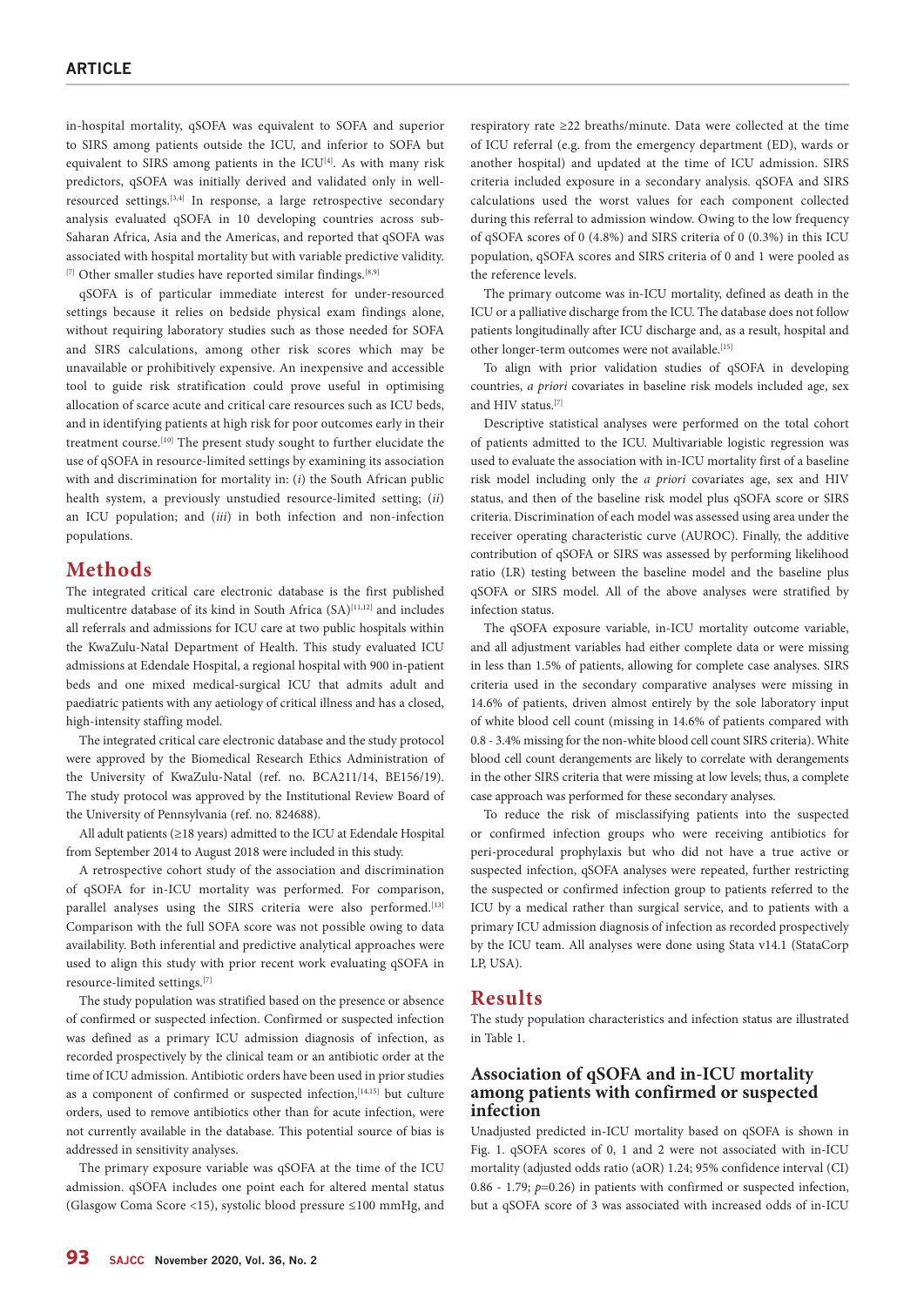in-hospital mortality, qSOFA was equivalent to SOFA and superior to SIRS among patients outside the ICU, and inferior to SOFA but equivalent to SIRS among patients in the ICU[4]. As with many risk predictors, qSOFA was initially derived and validated only in well-resourced settings.[3,4] In response, a large retrospective secondary analysis evaluated qSOFA in 10 developing countries across sub-Saharan Africa, Asia and the Americas, and reported that qSOFA was associated with hospital mortality but with variable predictive validity.[7] Other smaller studies have reported similar findings.[8,9]

qSOFA is of particular immediate interest for under-resourced settings because it relies on bedside physical exam findings alone, without requiring laboratory studies such as those needed for SOFA and SIRS calculations, among other risk scores which may be unavailable or prohibitively expensive. An inexpensive and accessible tool to guide risk stratification could prove useful in optimising allocation of scarce acute and critical care resources such as ICU beds, and in identifying patients at high risk for poor outcomes early in their treatment course.[10] The present study sought to further elucidate the use of qSOFA in resource-limited settings by examining its association with and discrimination for mortality in: (*i*) the South African public health system, a previously unstudied resource-limited setting; (*ii*) an ICU population; and (*iii*) in both infection and non-infection populations.

## Methods

The integrated critical care electronic database is the first published multicentre database of its kind in South Africa (SA)[11,12] and includes all referrals and admissions for ICU care at two public hospitals within the KwaZulu-Natal Department of Health. This study evaluated ICU admissions at Edendale Hospital, a regional hospital with 900 in-patient beds and one mixed medical-surgical ICU that admits adult and paediatric patients with any aetiology of critical illness and has a closed, high-intensity staffing model.

The integrated critical care electronic database and the study protocol were approved by the Biomedical Research Ethics Administration of the University of KwaZulu-Natal (ref. no. BCA211/14, BE156/19). The study protocol was approved by the Institutional Review Board of the University of Pennsylvania (ref. no. 824688).

All adult patients (≥18 years) admitted to the ICU at Edendale Hospital from September 2014 to August 2018 were included in this study.

A retrospective cohort study of the association and discrimination of qSOFA for in-ICU mortality was performed. For comparison, parallel analyses using the SIRS criteria were also performed.[13] Comparison with the full SOFA score was not possible owing to data availability. Both inferential and predictive analytical approaches were used to align this study with prior recent work evaluating qSOFA in resource-limited settings.[7]

The study population was stratified based on the presence or absence of confirmed or suspected infection. Confirmed or suspected infection was defined as a primary ICU admission diagnosis of infection, as recorded prospectively by the clinical team or an antibiotic order at the time of ICU admission. Antibiotic orders have been used in prior studies as a component of confirmed or suspected infection,[14,15] but culture orders, used to remove antibiotics other than for acute infection, were not currently available in the database. This potential source of bias is addressed in sensitivity analyses.

The primary exposure variable was qSOFA at the time of the ICU admission. qSOFA includes one point each for altered mental status (Glasgow Coma Score <15), systolic blood pressure ≤100 mmHg, and respiratory rate ≥22 breaths/minute. Data were collected at the time of ICU referral (e.g. from the emergency department (ED), wards or another hospital) and updated at the time of ICU admission. SIRS criteria included exposure in a secondary analysis. qSOFA and SIRS calculations used the worst values for each component collected during this referral to admission window. Owing to the low frequency of qSOFA scores of 0 (4.8%) and SIRS criteria of 0 (0.3%) in this ICU population, qSOFA scores and SIRS criteria of 0 and 1 were pooled as the reference levels.

The primary outcome was in-ICU mortality, defined as death in the ICU or a palliative discharge from the ICU. The database does not follow patients longitudinally after ICU discharge and, as a result, hospital and other longer-term outcomes were not available.[15]

To align with prior validation studies of qSOFA in developing countries, *a priori* covariates in baseline risk models included age, sex and HIV status.[7]

Descriptive statistical analyses were performed on the total cohort of patients admitted to the ICU. Multivariable logistic regression was used to evaluate the association with in-ICU mortality first of a baseline risk model including only the *a priori* covariates age, sex and HIV status, and then of the baseline risk model plus qSOFA score or SIRS criteria. Discrimination of each model was assessed using area under the receiver operating characteristic curve (AUROC). Finally, the additive contribution of qSOFA or SIRS was assessed by performing likelihood ratio (LR) testing between the baseline model and the baseline plus qSOFA or SIRS model. All of the above analyses were stratified by infection status.

The qSOFA exposure variable, in-ICU mortality outcome variable, and all adjustment variables had either complete data or were missing in less than 1.5% of patients, allowing for complete case analyses. SIRS criteria used in the secondary comparative analyses were missing in 14.6% of patients, driven almost entirely by the sole laboratory input of white blood cell count (missing in 14.6% of patients compared with 0.8 - 3.4% missing for the non-white blood cell count SIRS criteria). White blood cell count derangements are likely to correlate with derangements in the other SIRS criteria that were missing at low levels; thus, a complete case approach was performed for these secondary analyses.

To reduce the risk of misclassifying patients into the suspected or confirmed infection groups who were receiving antibiotics for peri-procedural prophylaxis but who did not have a true active or suspected infection, qSOFA analyses were repeated, further restricting the suspected or confirmed infection group to patients referred to the ICU by a medical rather than surgical service, and to patients with a primary ICU admission diagnosis of infection as recorded prospectively by the ICU team. All analyses were done using Stata v14.1 (StataCorp LP, USA).

## Results

The study population characteristics and infection status are illustrated in Table 1.

### Association of qSOFA and in-ICU mortality among patients with confirmed or suspected infection

Unadjusted predicted in-ICU mortality based on qSOFA is shown in Fig. 1. qSOFA scores of 0, 1 and 2 were not associated with in-ICU mortality (adjusted odds ratio (aOR) 1.24; 95% confidence interval (CI) 0.86 - 1.79; $p$=0.26) in patients with confirmed or suspected infection, but a qSOFA score of 3 was associated with increased odds of in-ICU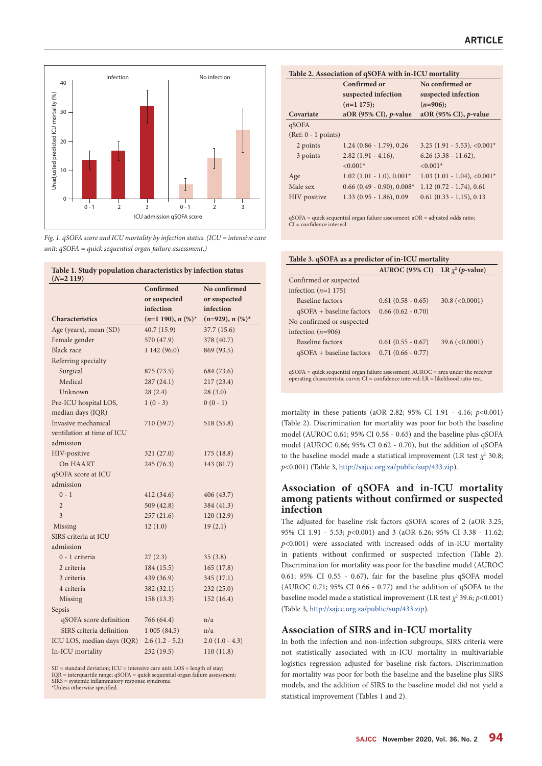Fig. 1. *qSOFA score and ICU mortality by infection status. (ICU = intensive care unit; qSOFA = quick sequential organ failure assessment.)*

**Table 1. Study population characteristics by infection status (N=2 119)**

| Characteristics | Confirmed or suspected infection (n=1 190), n (%)* | No confirmed or suspected infection (n=929), n (%)* |
|---|---|---|
| Age (years), mean (SD) | 40.7 (15.9) | 37.7 (15.6) |
| Female gender | 570 (47.9) | 378 (40.7) |
| Black race | 1 142 (96.0) | 869 (93.5) |
| Referring specialty | | |
| Surgical | 875 (73.5) | 684 (73.6) |
| Medical | 287 (24.1) | 217 (23.4) |
| Unknown | 28 (2.4) | 28 (3.0) |
| Pre-ICU hospital LOS, median days (IQR) | 1 (0 - 3) | 0 (0 - 1) |
| Invasive mechanical ventilation at time of ICU admission | 710 (59.7) | 518 (55.8) |
| HIV-positive | 321 (27.0) | 175 (18.8) |
| On HAART | 245 (76.3) | 143 (81.7) |
| qSOFA score at ICU admission | | |
| 0 - 1 | 412 (34.6) | 406 (43.7) |
| 2 | 509 (42.8) | 384 (41.3) |
| 3 | 257 (21.6) | 120 (12.9) |
| Missing | 12 (1.0) | 19 (2.1) |
| SIRS criteria at ICU admission | | |
| 0 - 1 criteria | 27 (2.3) | 35 (3.8) |
| 2 criteria | 184 (15.5) | 165 (17.8) |
| 3 criteria | 439 (36.9) | 345 (17.1) |
| 4 criteria | 382 (32.1) | 232 (25.0) |
| Missing | 158 (13.3) | 152 (16.4) |
| Sepsis | | |
| qSOFA score definition | 766 (64.4) | n/a |
| SIRS criteria definition | 1 005 (84.5) | n/a |
| ICU LOS, median days (IQR) | 2.6 (1.2 - 5.2) | 2.0 (1.0 - 4.3) |
| In-ICU mortality | 232 (19.5) | 110 (11.8) |

SD = standard deviation; ICU = intensive care unit; LOS = length of stay; IQR = interquartile range; qSOFA = quick sequential organ failure assessment; SIRS = systemic inflammatory response syndrome.
*Unless otherwise specified.

**Table 2. Association of qSOFA with in-ICU mortality**

| Covariate | Confirmed or suspected infection (n=1 175); aOR (95% CI), p-value | No confirmed or suspected infection (n=906); aOR (95% CI), p-value |
|---|---|---|
| qSOFA (Ref: 0 - 1 points) | | |
| 2 points | 1.24 (0.86 - 1.79), 0.26 | 3.25 (1.91 - 5.53), <0.001* |
| 3 points | 2.82 (1.91 - 4.16), <0.001* | 6.26 (3.38 - 11.62), <0.001* |
| Age | 1.02 (1.01 - 1.0), 0.001* | 1.03 (1.01 - 1.04), <0.001* |
| Male sex | 0.66 (0.49 - 0.90), 0.008* | 1.12 (0.72 - 1.74), 0.61 |
| HIV positive | 1.33 (0.95 - 1.86), 0.09 | 0.61 (0.33 - 1.15), 0.13 |

qSOFA = quick sequential organ failure assessment; aOR = adjusted odds ratio; CI = confidence interval.

**Table 3. qSOFA as a predictor of in-ICU mortality**

| | AUROC (95% CI) | LR $\chi^2$ (p-value) |
|---|---|---|
| Confirmed or suspected infection (n=1 175) | | |
| Baseline factors | 0.61 (0.58 - 0.65) | 30.8 (<0.0001) |
| qSOFA + baseline factors | 0.66 (0.62 - 0.70) | |
| No confirmed or suspected infection (n=906) | | |
| Baseline factors | 0.61 (0.55 - 0.67) | 39.6 (<0.0001) |
| qSOFA + baseline factors | 0.71 (0.66 - 0.77) | |

qSOFA = quick sequential organ failure assessment; AUROC = area under the receiver operating characteristic curve; CI = confidence interval; LR = likelihood ratio test.

mortality in these patients (aOR 2.82; 95% CI 1.91 - 4.16; $p$<0.001) (Table 2). Discrimination for mortality was poor for both the baseline model (AUROC 0.61; 95% CI 0.58 - 0.65) and the baseline plus qSOFA model (AUROC 0.66; 95% CI 0.62 - 0.70), but the addition of qSOFA to the baseline model made a statistical improvement (LR test $\chi^2$ 30.8; $p$<0.001) (Table 3, http://sajcc.org.za/public/sup/433.zip).

## Association of qSOFA and in-ICU mortality among patients without confirmed or suspected infection

The adjusted for baseline risk factors qSOFA scores of 2 (aOR 3.25; 95% CI 1.91 - 5.53; $p$<0.001) and 3 (aOR 6.26; 95% CI 3.38 - 11.62; $p$<0.001) were associated with increased odds of in-ICU mortality in patients without confirmed or suspected infection (Table 2). Discrimination for mortality was poor for the baseline model (AUROC 0.61; 95% CI 0.55 - 0.67), fair for the baseline plus qSOFA model (AUROC 0.71; 95% CI 0.66 - 0.77) and the addition of qSOFA to the baseline model made a statistical improvement (LR test $\chi^2$ 39.6; $p$<0.001) (Table 3, http://sajcc.org.za/public/sup/433.zip).

## Association of SIRS and in-ICU mortality

In both the infection and non-infection subgroups, SIRS criteria were not statistically associated with in-ICU mortality in multivariable logistics regression adjusted for baseline risk factors. Discrimination for mortality was poor for both the baseline and the baseline plus SIRS models, and the addition of SIRS to the baseline model did not yield a statistical improvement (Tables 1 and 2).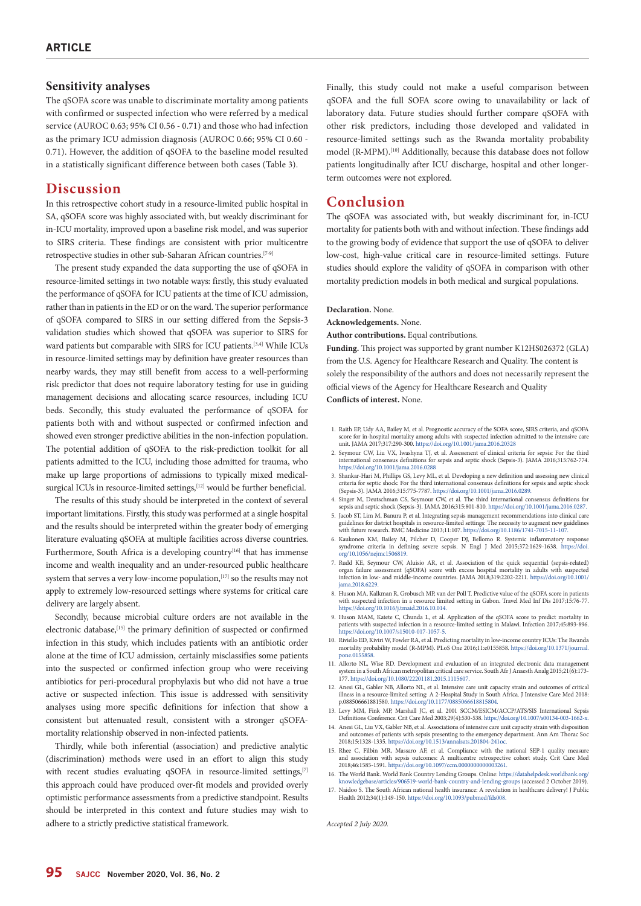### Sensitivity analyses

The qSOFA score was unable to discriminate mortality among patients with confirmed or suspected infection who were referred by a medical service (AUROC 0.63; 95% CI 0.56 - 0.71) and those who had infection as the primary ICU admission diagnosis (AUROC 0.66; 95% CI 0.60 - 0.71). However, the addition of qSOFA to the baseline model resulted in a statistically significant difference between both cases (Table 3).

## Discussion

In this retrospective cohort study in a resource-limited public hospital in SA, qSOFA score was highly associated with, but weakly discriminant for in-ICU mortality, improved upon a baseline risk model, and was superior to SIRS criteria. These findings are consistent with prior multicentre retrospective studies in other sub-Saharan African countries.[7-9]

The present study expanded the data supporting the use of qSOFA in resource-limited settings in two notable ways: firstly, this study evaluated the performance of qSOFA for ICU patients at the time of ICU admission, rather than in patients in the ED or on the ward. The superior performance of qSOFA compared to SIRS in our setting differed from the Sepsis-3 validation studies which showed that qSOFA was superior to SIRS for ward patients but comparable with SIRS for ICU patients.[3,4] While ICUs in resource-limited settings may by definition have greater resources than nearby wards, they may still benefit from access to a well-performing risk predictor that does not require laboratory testing for use in guiding management decisions and allocating scarce resources, including ICU beds. Secondly, this study evaluated the performance of qSOFA for patients both with and without suspected or confirmed infection and showed even stronger predictive abilities in the non-infection population. The potential addition of qSOFA to the risk-prediction toolkit for all patients admitted to the ICU, including those admitted for trauma, who make up large proportions of admissions to typically mixed medical-surgical ICUs in resource-limited settings,[12] would be further beneficial.

The results of this study should be interpreted in the context of several important limitations. Firstly, this study was performed at a single hospital and the results should be interpreted within the greater body of emerging literature evaluating qSOFA at multiple facilities across diverse countries. Furthermore, South Africa is a developing country[16] that has immense income and wealth inequality and an under-resourced public healthcare system that serves a very low-income population,[17] so the results may not apply to extremely low-resourced settings where systems for critical care delivery are largely absent.

Secondly, because microbial culture orders are not available in the electronic database,[15] the primary definition of suspected or confirmed infection in this study, which includes patients with an antibiotic order alone at the time of ICU admission, certainly misclassifies some patients into the suspected or confirmed infection group who were receiving antibiotics for peri-procedural prophylaxis but who did not have a true active or suspected infection. This issue is addressed with sensitivity analyses using more specific definitions for infection that show a consistent but attenuated result, consistent with a stronger qSOFA-mortality relationship observed in non-infected patients.

Thirdly, while both inferential (association) and predictive analytic (discrimination) methods were used in an effort to align this study with recent studies evaluating qSOFA in resource-limited settings,[7] this approach could have produced over-fit models and provided overly optimistic performance assessments from a predictive standpoint. Results should be interpreted in this context and future studies may wish to adhere to a strictly predictive statistical framework.

Finally, this study could not make a useful comparison between qSOFA and the full SOFA score owing to unavailability or lack of laboratory data. Future studies should further compare qSOFA with other risk predictors, including those developed and validated in resource-limited settings such as the Rwanda mortality probability model (R-MPM).[10] Additionally, because this database does not follow patients longitudinally after ICU discharge, hospital and other longer-term outcomes were not explored.

## Conclusion

The qSOFA was associated with, but weakly discriminant for, in-ICU mortality for patients both with and without infection. These findings add to the growing body of evidence that support the use of qSOFA to deliver low-cost, high-value critical care in resource-limited settings. Future studies should explore the validity of qSOFA in comparison with other mortality prediction models in both medical and surgical populations.

**Declaration.** None.

**Acknowledgements.** None.

**Author contributions.** Equal contributions.

**Funding.** This project was supported by grant number K12HS026372 (GLA) from the U.S. Agency for Healthcare Research and Quality. The content is solely the responsibility of the authors and does not necessarily represent the official views of the Agency for Healthcare Research and Quality

**Conflicts of interest.** None.

1. Raith EP, Udy AA, Bailey M, et al. Prognostic accuracy of the SOFA score, SIRS criteria, and qSOFA score for in-hospital mortality among adults with suspected infection admitted to the intensive care unit. JAMA 2017;317:290-300. https://doi.org/10.1001/jama.2016.20328
2. Seymour CW, Liu VX, Iwashyna TJ, et al. Assessment of clinical criteria for sepsis: For the third international consensus definitions for sepsis and septic shock (Sepsis-3). JAMA 2016;315:762-774. https://doi.org/10.1001/jama.2016.0288
3. Shankar-Hari M, Phillips GS, Levy ML, et al. Developing a new definition and assessing new clinical criteria for septic shock: For the third international consensus definitions for sepsis and septic shock (Sepsis-3). JAMA 2016;315:775-7787. https://doi.org/10.1001/jama.2016.0289.
4. Singer M, Deutschman CS, Seymour CW, et al. The third international consensus definitions for sepsis and septic shock (Sepsis-3). JAMA 2016;315:801-810. https://doi.org/10.1001/jama.2016.0287.
5. Jacob ST, Lim M, Banura P, et al. Integrating sepsis management recommendations into clinical care guidelines for district hospitals in resource-limited settings: The necessity to augment new guidelines with future research. BMC Medicine 2013;11:107. https://doi.org/10.1186/1741-7015-11-107.
6. Kaukonen KM, Bailey M, Pilcher D, Cooper DJ, Bellomo R. Systemic inflammatory response syndrome criteria in defining severe sepsis. N Engl J Med 2015;372:1629-1638. https://doi.org/10.1056/nejmc1506819.
7. Rudd KE, Seymour CW, Aluisio AR, et al. Association of the quick sequential (sepsis-related) organ failure assessment (qSOFA) score with excess hospital mortality in adults with suspected infection in low- and middle-income countries. JAMA 2018;319:2202-2211. https://doi.org/10.1001/jama.2018.6229.
8. Huson MA, Kalkman R, Grobusch MP, van der Poll T. Predictive value of the qSOFA score in patients with suspected infection in a resource limited setting in Gabon. Travel Med Inf Dis 2017;15:76-77. https://doi.org/10.1016/j.tmaid.2016.10.014.
9. Huson MAM, Katete C, Chunda L, et al. Application of the qSOFA score to predict mortality in patients with suspected infection in a resource-limited setting in Malawi. Infection 2017;45:893-896. https://doi.org/10.1007/s15010-017-1057-5.
10. Riviello ED, Kiviri W, Fowler RA, et al. Predicting mortality in low-income country ICUs: The Rwanda mortality probability model (R-MPM). PLoS One 2016;11:e0155858. https://doi.org/10.1371/journal.pone.0155858.
11. Allorto NL, Wise RD. Development and evaluation of an integrated electronic data management system in a South African metropolitan critical care service. South Afr J Anaesth Analg 2015;21(6):173-177. https://doi.org/10.1080/22201181.2015.1115607.
12. Anesi GL, Gabler NB, Allorto NL, et al. Intensive care unit capacity strain and outcomes of critical illness in a resource-limited setting: A 2-Hospital Study in South Africa. J Intensive Care Med 2018: p.088506661881580. https://doi.org/10.1177/0885066618815804.
13. Levy MM, Fink MP, Marshall JC, et al. 2001 SCCM/ESICM/ACCP/ATS/SIS International Sepsis Definitions Conference. Crit Care Med 2003;29(4):530-538. https://doi.org/10.1007/s00134-003-1662-x.
14. Anesi GL, Liu VX, Gabler NB, et al. Associations of intensive care unit capacity strain with disposition and outcomes of patients with sepsis presenting to the emergency department. Ann Am Thorac Soc 2018;15:1328-1335. https://doi.org/10.1513/annalsats.201804-241oc.
15. Rhee C, Filbin MR, Massaro AF, et al. Compliance with the national SEP-1 quality measure and association with sepsis outcomes: A multicentre retrospective cohort study. Crit Care Med 2018;46:1585-1591. https://doi.org/10.1097/ccm.0000000000003261.
16. The World Bank. World Bank Country Lending Groups. Online: https://datahelpdesk.worldbank.org/knowledgebase/articles/906519-world-bank-country-and-lending-groups (accessed 2 October 2019).
17. Naidoo S. The South African national health insurance: A revolution in healthcare delivery! J Public Health 2012;34(1):149-150. https://doi.org/10.1093/pubmed/fds008.

*Accepted 2 July 2020.*